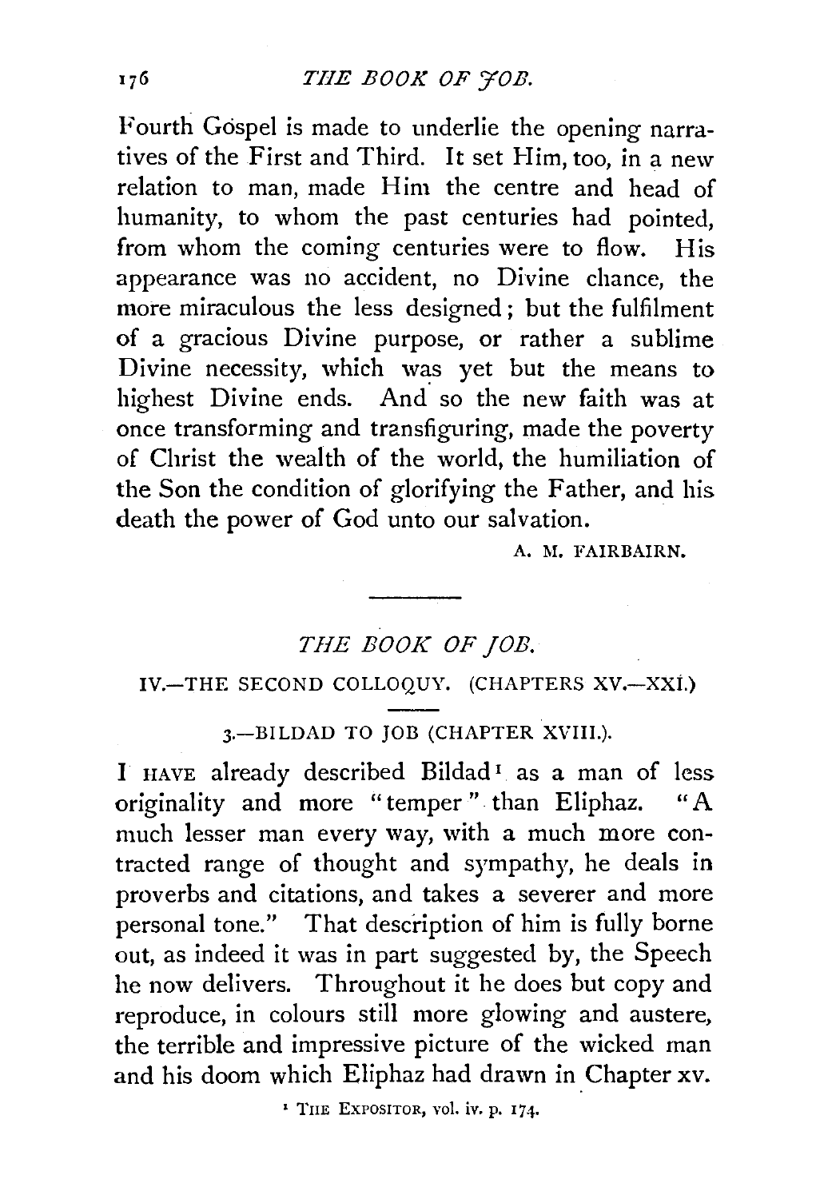Fourth Gospel is made to underlie the opening narratives of the First and Third. It set Him, too, in a new relation to man, made Him the centre and head of humanity, to whom the past centuries had pointed, from whom the coming centuries were to flow. His appearance was no accident, no Divine chance, the more miraculous the less designed; but the fulfilment of a gracious Divine purpose, or rather a sublime Divine necessity, which was yet but the means to highest Divine ends. And so the new faith was at once transforming and transfiguring, made the poverty of Christ the wealth of the world, the humiliation of the Son the condition of glorifying the Father, and his death the power of God unto our salvation.

A. M. FAIRBAIRN.

---

# *THE BOOK OF JOB.*

## IV.—THE SECOND COLLOQUY. (CHAPTERS XV.—XXI.)

### 3.—BILDAD TO JOB (CHAPTER XVIII.).

I HAVE already described Bildad[1] as a man of less originality and more "temper" than Eliphaz. "A much lesser man every way, with a much more contracted range of thought and sympathy, he deals in proverbs and citations, and takes a severer and more personal tone." That description of him is fully borne out, as indeed it was in part suggested by, the Speech he now delivers. Throughout it he does but copy and reproduce, in colours still more glowing and austere, the terrible and impressive picture of the wicked man and his doom which Eliphaz had drawn in Chapter xv.

[1] THE EXPOSITOR, vol. iv. p. 174.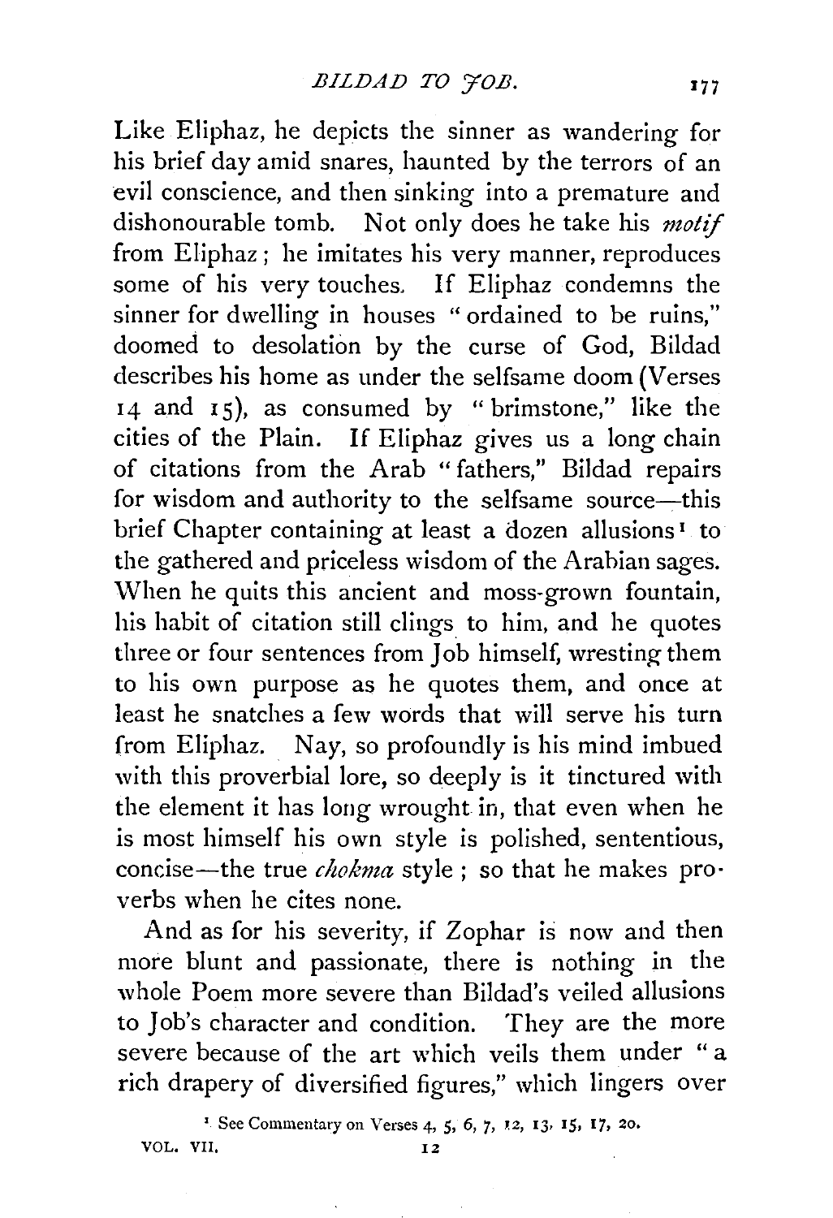Like Eliphaz, he depicts the sinner as wandering for his brief day amid snares, haunted by the terrors of an evil conscience, and then sinking into a premature and dishonourable tomb. Not only does he take his *motif* from Eliphaz; he imitates his very manner, reproduces some of his very touches. If Eliphaz condemns the sinner for dwelling in houses "ordained to be ruins," doomed to desolation by the curse of God, Bildad describes his home as under the selfsame doom (Verses 14 and 15), as consumed by "brimstone," like the cities of the Plain. If Eliphaz gives us a long chain of citations from the Arab "fathers," Bildad repairs for wisdom and authority to the selfsame source—this brief Chapter containing at least a dozen allusions[1] to the gathered and priceless wisdom of the Arabian sages. When he quits this ancient and moss-grown fountain, his habit of citation still clings to him, and he quotes three or four sentences from Job himself, wresting them to his own purpose as he quotes them, and once at least he snatches a few words that will serve his turn from Eliphaz. Nay, so profoundly is his mind imbued with this proverbial lore, so deeply is it tinctured with the element it has long wrought in, that even when he is most himself his own style is polished, sententious, concise—the true *chokma* style; so that he makes proverbs when he cites none.

And as for his severity, if Zophar is now and then more blunt and passionate, there is nothing in the whole Poem more severe than Bildad's veiled allusions to Job's character and condition. They are the more severe because of the art which veils them under "a rich drapery of diversified figures," which lingers over

[1] See Commentary on Verses 4, 5, 6, 7, 12, 13, 15, 17, 20.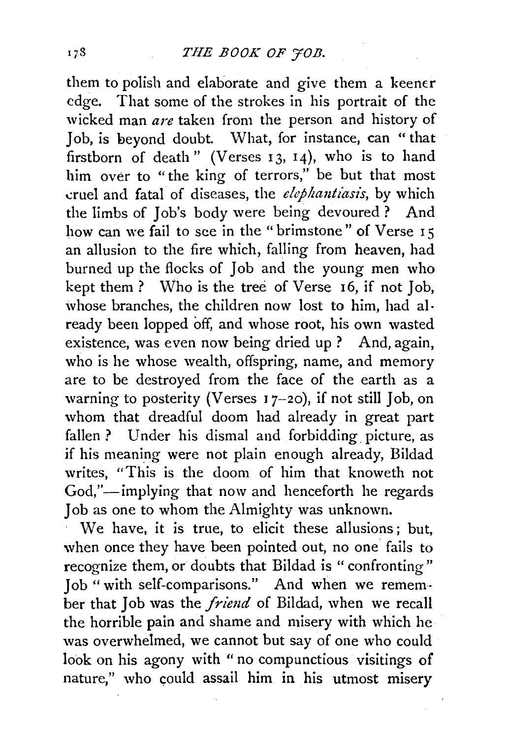them to polish and elaborate and give them a keener edge. That some of the strokes in his portrait of the wicked man *are* taken from the person and history of Job, is beyond doubt. What, for instance, can "that firstborn of death" (Verses 13, 14), who is to hand him over to "the king of terrors," be but that most cruel and fatal of diseases, the *elephantiasis*, by which the limbs of Job's body were being devoured? And how can we fail to see in the "brimstone" of Verse 15 an allusion to the fire which, falling from heaven, had burned up the flocks of Job and the young men who kept them? Who is the tree of Verse 16, if not Job, whose branches, the children now lost to him, had already been lopped off, and whose root, his own wasted existence, was even now being dried up? And, again, who is he whose wealth, offspring, name, and memory are to be destroyed from the face of the earth as a warning to posterity (Verses 17–20), if not still Job, on whom that dreadful doom had already in great part fallen? Under his dismal and forbidding picture, as if his meaning were not plain enough already, Bildad writes, "This is the doom of him that knoweth not God,"—implying that now and henceforth he regards Job as one to whom the Almighty was unknown.

We have, it is true, to elicit these allusions; but, when once they have been pointed out, no one fails to recognize them, or doubts that Bildad is "confronting" Job "with self-comparisons." And when we remember that Job was the *friend* of Bildad, when we recall the horrible pain and shame and misery with which he was overwhelmed, we cannot but say of one who could look on his agony with "no compunctious visitings of nature," who could assail him in his utmost misery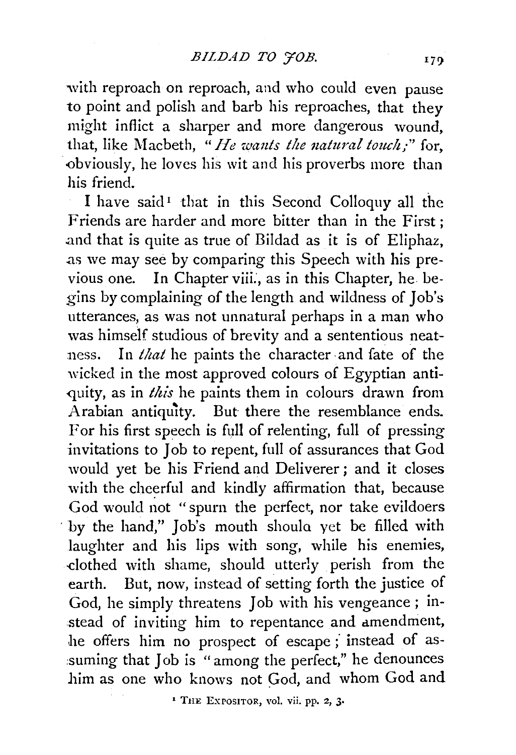with reproach on reproach, and who could even pause to point and polish and barb his reproaches, that they might inflict a sharper and more dangerous wound, that, like Macbeth, "*He wants the natural touch;*" for, obviously, he loves his wit and his proverbs more than his friend.

I have said[1] that in this Second Colloquy all the Friends are harder and more bitter than in the First; and that is quite as true of Bildad as it is of Eliphaz, as we may see by comparing this Speech with his previous one. In Chapter viii., as in this Chapter, he begins by complaining of the length and wildness of Job's utterances, as was not unnatural perhaps in a man who was himself studious of brevity and a sententious neatness. In *that* he paints the character and fate of the wicked in the most approved colours of Egyptian antiquity, as in *this* he paints them in colours drawn from Arabian antiquity. But there the resemblance ends. For his first speech is full of relenting, full of pressing invitations to Job to repent, full of assurances that God would yet be his Friend and Deliverer; and it closes with the cheerful and kindly affirmation that, because God would not "spurn the perfect, nor take evildoers by the hand," Job's mouth should yet be filled with laughter and his lips with song, while his enemies, clothed with shame, should utterly perish from the earth. But, now, instead of setting forth the justice of God, he simply threatens Job with his vengeance; instead of inviting him to repentance and amendment, he offers him no prospect of escape; instead of assuming that Job is "among the perfect," he denounces him as one who knows not God, and whom God and

[1] THE EXPOSITOR, vol. vii. pp. 2, 3.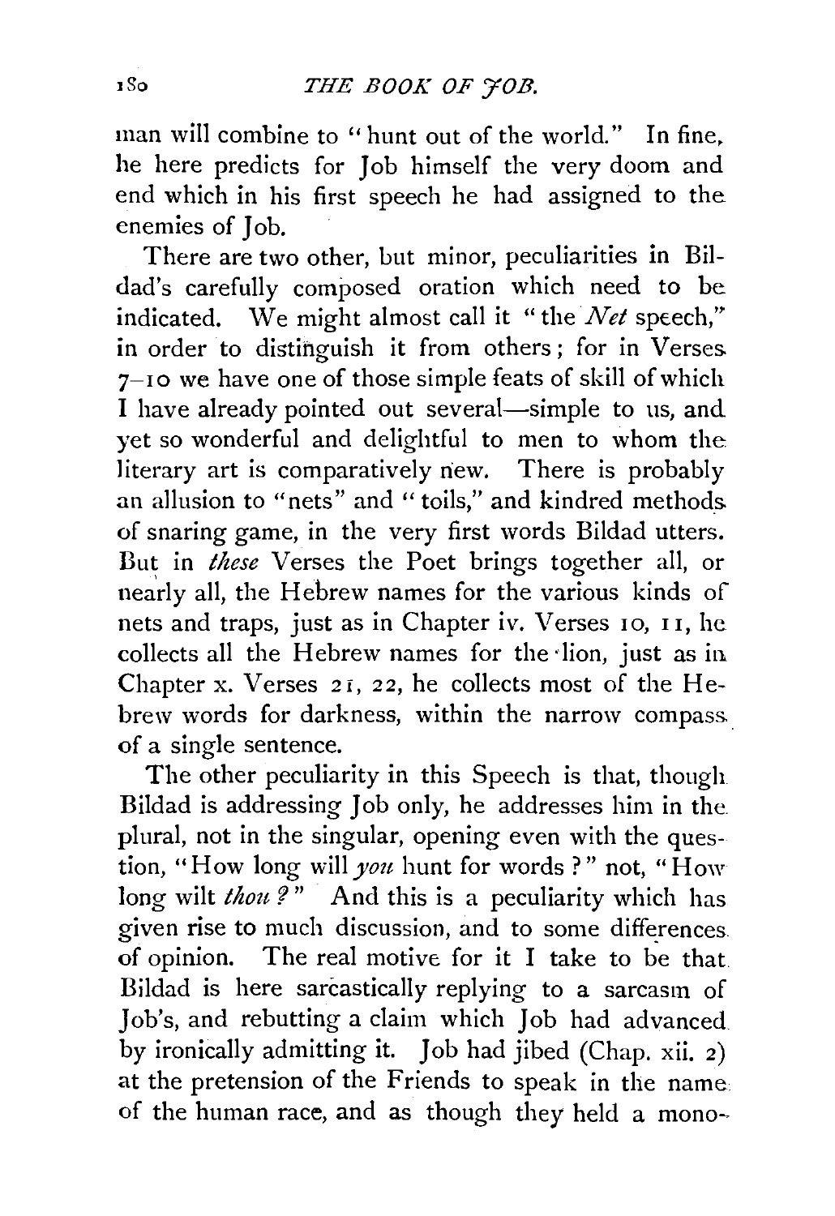man will combine to "hunt out of the world." In fine, he here predicts for Job himself the very doom and end which in his first speech he had assigned to the enemies of Job.

There are two other, but minor, peculiarities in Bildad's carefully composed oration which need to be indicated. We might almost call it "the *Net* speech," in order to distinguish it from others; for in Verses 7–10 we have one of those simple feats of skill of which I have already pointed out several—simple to us, and yet so wonderful and delightful to men to whom the literary art is comparatively new. There is probably an allusion to "nets" and "toils," and kindred methods of snaring game, in the very first words Bildad utters. But in *these* Verses the Poet brings together all, or nearly all, the Hebrew names for the various kinds of nets and traps, just as in Chapter iv. Verses 10, 11, he collects all the Hebrew names for the lion, just as in Chapter x. Verses 21, 22, he collects most of the Hebrew words for darkness, within the narrow compass of a single sentence.

The other peculiarity in this Speech is that, though Bildad is addressing Job only, he addresses him in the plural, not in the singular, opening even with the question, "How long will *you* hunt for words?" not, "How long wilt *thou*?" And this is a peculiarity which has given rise to much discussion, and to some differences of opinion. The real motive for it I take to be that Bildad is here sarcastically replying to a sarcasm of Job's, and rebutting a claim which Job had advanced by ironically admitting it. Job had jibed (Chap. xii. 2) at the pretension of the Friends to speak in the name of the human race, and as though they held a mono-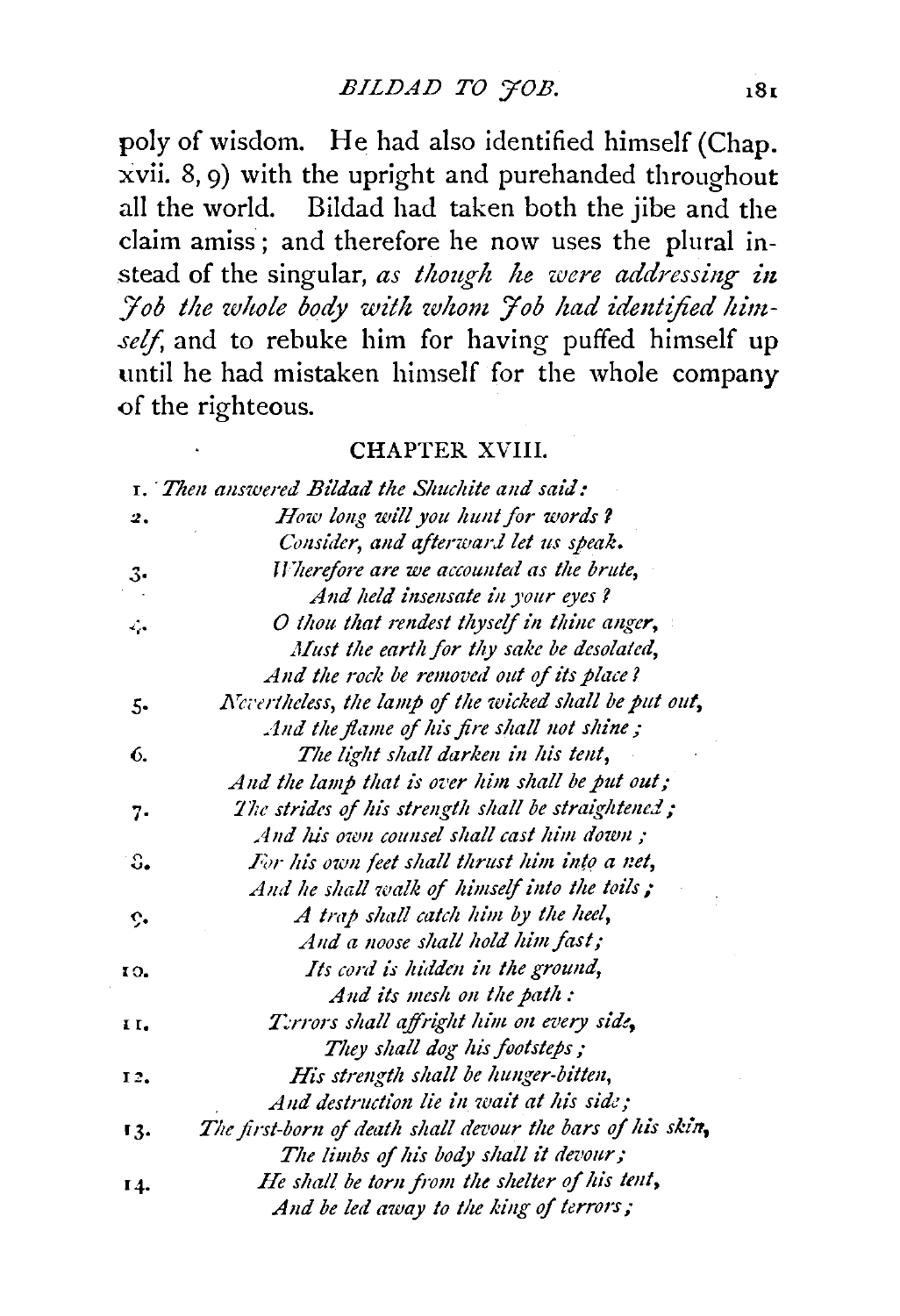poly of wisdom. He had also identified himself (Chap. xvii. 8, 9) with the upright and purehanded throughout all the world. Bildad had taken both the jibe and the claim amiss; and therefore he now uses the plural instead of the singular, *as though he were addressing in Job the whole body with whom Job had identified himself*, and to rebuke him for having puffed himself up until he had mistaken himself for the whole company of the righteous.

## CHAPTER XVIII.

1. *Then answered Bildad the Shuchite and said:*

2. *How long will you hunt for words?*
   *Consider, and afterward let us speak.*

3. *Wherefore are we accounted as the brute,*
   *And held insensate in your eyes?*

4. *O thou that rendest thyself in thine anger,*
   *Must the earth for thy sake be desolated,*
   *And the rock be removed out of its place?*

5. *Nevertheless, the lamp of the wicked shall be put out,*
   *And the flame of his fire shall not shine;*

6. *The light shall darken in his tent,*
   *And the lamp that is over him shall be put out;*

7. *The strides of his strength shall be straightened;*
   *And his own counsel shall cast him down;*

8. *For his own feet shall thrust him into a net,*
   *And he shall walk of himself into the toils;*

9. *A trap shall catch him by the heel,*
   *And a noose shall hold him fast;*

10. *Its cord is hidden in the ground,*
    *And its mesh on the path:*

11. *Terrors shall affright him on every side,*
    *They shall dog his footsteps;*

12. *His strength shall be hunger-bitten,*
    *And destruction lie in wait at his side;*

13. *The first-born of death shall devour the bars of his skin,*
    *The limbs of his body shall it devour;*

14. *He shall be torn from the shelter of his tent,*
    *And be led away to the king of terrors;*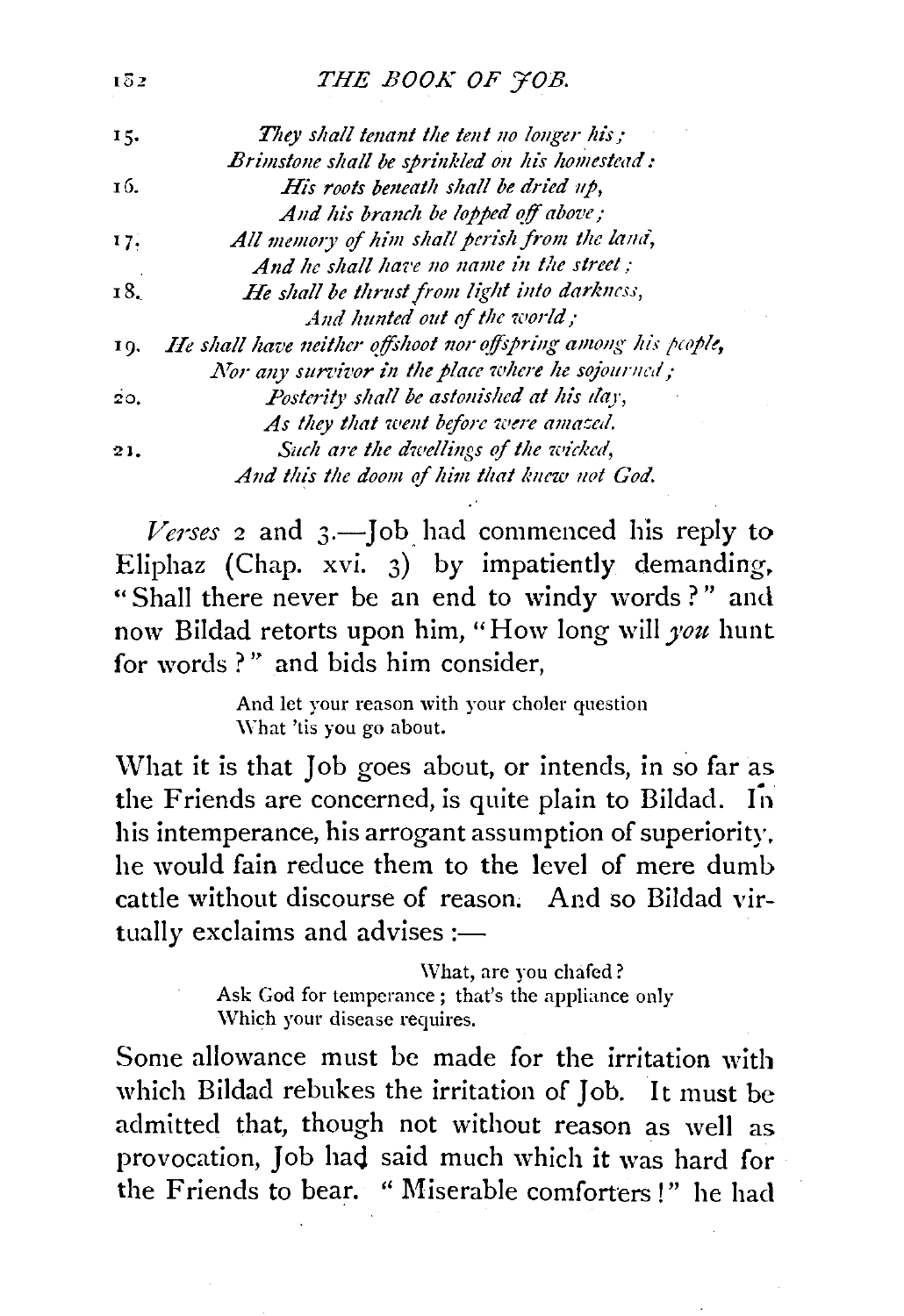15. *They shall tenant the tent no longer his;*
*Brimstone shall be sprinkled on his homestead:*

16. *His roots beneath shall be dried up,*
*And his branch be lopped off above;*

17. *All memory of him shall perish from the land,*
*And he shall have no name in the street;*

18. *He shall be thrust from light into darkness,*
*And hunted out of the world;*

19. *He shall have neither offshoot nor offspring among his people,*
*Nor any survivor in the place where he sojourned;*

20. *Posterity shall be astonished at his day,*
*As they that went before were amazed.*

21. *Such are the dwellings of the wicked,*
*And this the doom of him that knew not God.*

*Verses* 2 and 3.—Job had commenced his reply to Eliphaz (Chap. xvi. 3) by impatiently demanding, "Shall there never be an end to windy words?" and now Bildad retorts upon him, "How long will *you* hunt for words?" and bids him consider,

> And let your reason with your choler question
> What 'tis you go about.

What it is that Job goes about, or intends, in so far as the Friends are concerned, is quite plain to Bildad. In his intemperance, his arrogant assumption of superiority, he would fain reduce them to the level of mere dumb cattle without discourse of reason. And so Bildad virtually exclaims and advises:—

> What, are you chafed?
> Ask God for temperance; that's the appliance only
> Which your disease requires.

Some allowance must be made for the irritation with which Bildad rebukes the irritation of Job. It must be admitted that, though not without reason as well as provocation, Job had said much which it was hard for the Friends to bear. "Miserable comforters!" he had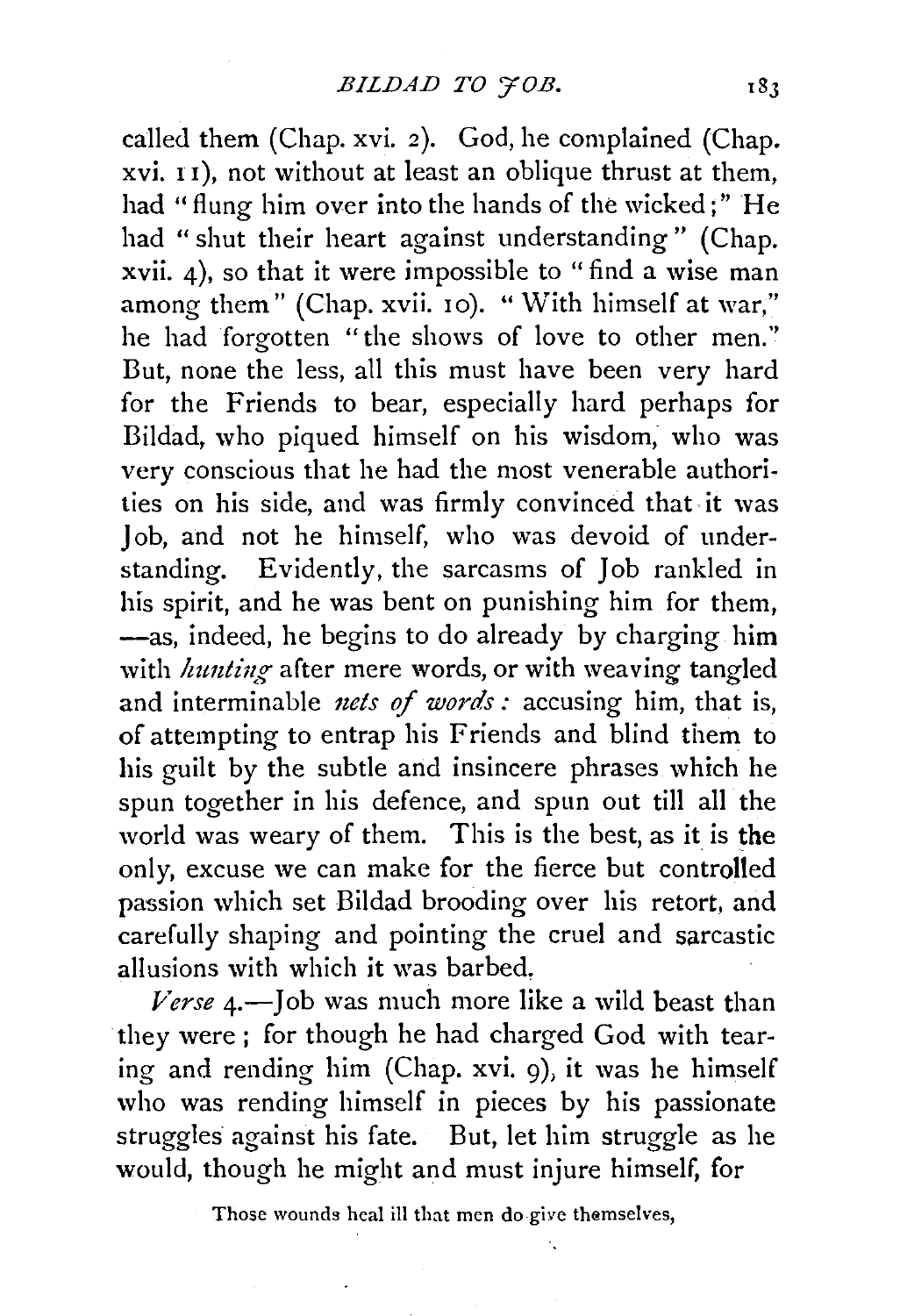called them (Chap. xvi. 2). God, he complained (Chap. xvi. 11), not without at least an oblique thrust at them, had "flung him over into the hands of the wicked;" He had "shut their heart against understanding" (Chap. xvii. 4), so that it were impossible to "find a wise man among them" (Chap. xvii. 10). "With himself at war," he had forgotten "the shows of love to other men." But, none the less, all this must have been very hard for the Friends to bear, especially hard perhaps for Bildad, who piqued himself on his wisdom, who was very conscious that he had the most venerable authorities on his side, and was firmly convinced that it was Job, and not he himself, who was devoid of understanding. Evidently, the sarcasms of Job rankled in his spirit, and he was bent on punishing him for them, —as, indeed, he begins to do already by charging him with *hunting* after mere words, or with weaving tangled and interminable *nets of words:* accusing him, that is, of attempting to entrap his Friends and blind them to his guilt by the subtle and insincere phrases which he spun together in his defence, and spun out till all the world was weary of them. This is the best, as it is the only, excuse we can make for the fierce but controlled passion which set Bildad brooding over his retort, and carefully shaping and pointing the cruel and sarcastic allusions with which it was barbed.

*Verse* 4.—Job was much more like a wild beast than they were; for though he had charged God with tearing and rending him (Chap. xvi. 9), it was he himself who was rending himself in pieces by his passionate struggles against his fate. But, let him struggle as he would, though he might and must injure himself, for

> Those wounds heal ill that men do give themselves,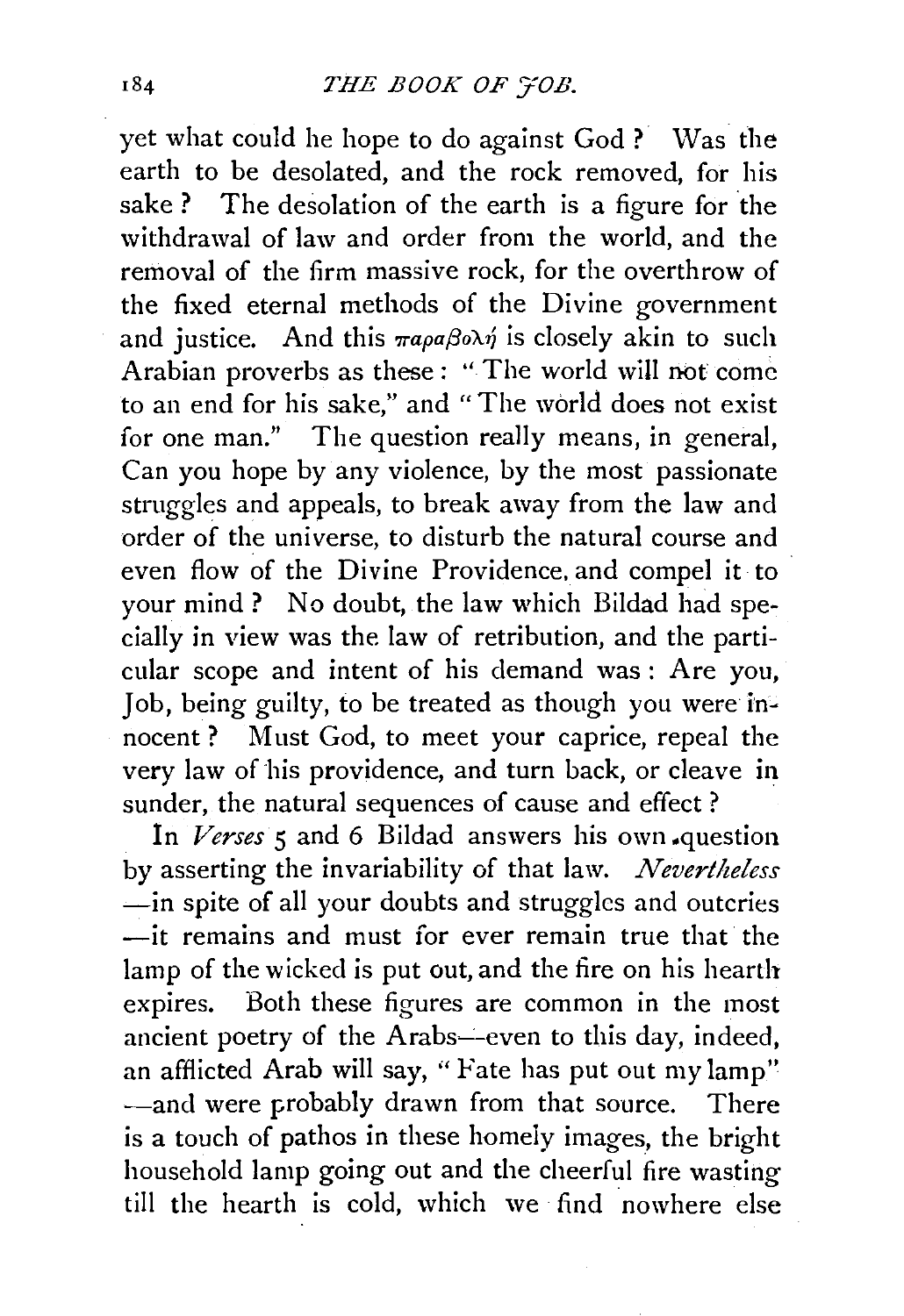yet what could he hope to do against God? Was the earth to be desolated, and the rock removed, for his sake? The desolation of the earth is a figure for the withdrawal of law and order from the world, and the removal of the firm massive rock, for the overthrow of the fixed eternal methods of the Divine government and justice. And this παραβολή is closely akin to such Arabian proverbs as these: "The world will not come to an end for his sake," and "The world does not exist for one man." The question really means, in general, Can you hope by any violence, by the most passionate struggles and appeals, to break away from the law and order of the universe, to disturb the natural course and even flow of the Divine Providence, and compel it to your mind? No doubt, the law which Bildad had specially in view was the law of retribution, and the particular scope and intent of his demand was: Are you, Job, being guilty, to be treated as though you were innocent? Must God, to meet your caprice, repeal the very law of his providence, and turn back, or cleave in sunder, the natural sequences of cause and effect?

In *Verses* 5 and 6 Bildad answers his own question by asserting the invariability of that law. *Nevertheless* —in spite of all your doubts and struggles and outcries —it remains and must for ever remain true that the lamp of the wicked is put out, and the fire on his hearth expires. Both these figures are common in the most ancient poetry of the Arabs—even to this day, indeed, an afflicted Arab will say, "Fate has put out my lamp" —and were probably drawn from that source. There is a touch of pathos in these homely images, the bright household lamp going out and the cheerful fire wasting till the hearth is cold, which we find nowhere else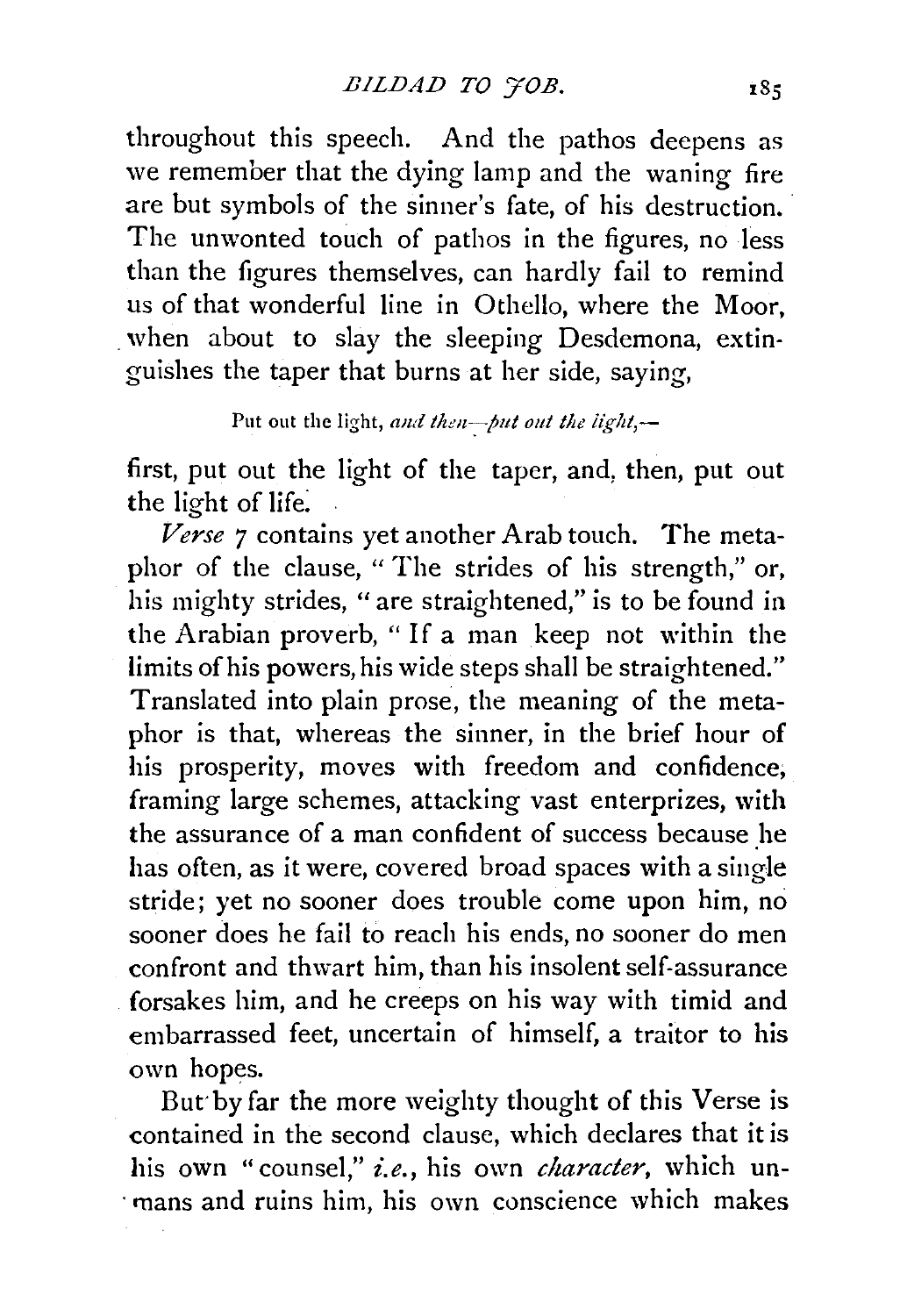throughout this speech. And the pathos deepens as we remember that the dying lamp and the waning fire are but symbols of the sinner's fate, of his destruction. The unwonted touch of pathos in the figures, no less than the figures themselves, can hardly fail to remind us of that wonderful line in Othello, where the Moor, when about to slay the sleeping Desdemona, extinguishes the taper that burns at her side, saying,

Put out the light, *and then—put out the light,*—

first, put out the light of the taper, and, then, put out the light of life.

*Verse* 7 contains yet another Arab touch. The metaphor of the clause, "The strides of his strength," or, his mighty strides, "are straightened," is to be found in the Arabian proverb, "If a man keep not within the limits of his powers, his wide steps shall be straightened." Translated into plain prose, the meaning of the metaphor is that, whereas the sinner, in the brief hour of his prosperity, moves with freedom and confidence, framing large schemes, attacking vast enterprizes, with the assurance of a man confident of success because he has often, as it were, covered broad spaces with a single stride; yet no sooner does trouble come upon him, no sooner does he fail to reach his ends, no sooner do men confront and thwart him, than his insolent self-assurance forsakes him, and he creeps on his way with timid and embarrassed feet, uncertain of himself, a traitor to his own hopes.

But by far the more weighty thought of this Verse is contained in the second clause, which declares that it is his own "counsel," *i.e.*, his own *character*, which unmans and ruins him, his own conscience which makes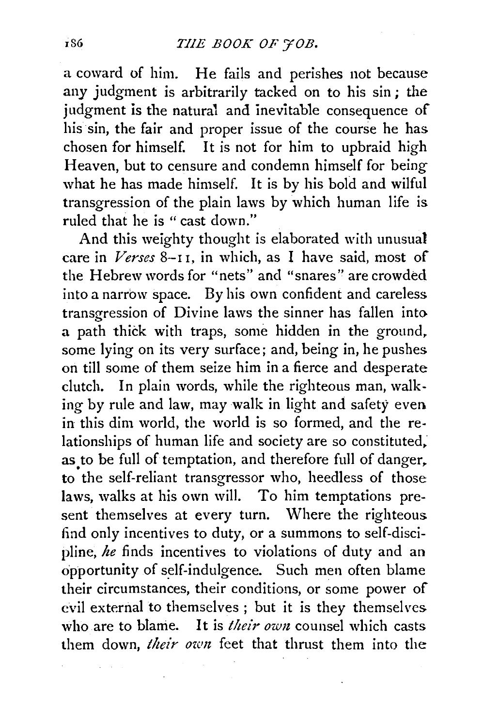a coward of him. He fails and perishes not because any judgment is arbitrarily tacked on to his sin; the judgment is the natural and inevitable consequence of his sin, the fair and proper issue of the course he has chosen for himself. It is not for him to upbraid high Heaven, but to censure and condemn himself for being what he has made himself. It is by his bold and wilful transgression of the plain laws by which human life is ruled that he is "cast down."

And this weighty thought is elaborated with unusual care in *Verses* 8–11, in which, as I have said, most of the Hebrew words for "nets" and "snares" are crowded into a narrow space. By his own confident and careless transgression of Divine laws the sinner has fallen into a path thick with traps, some hidden in the ground, some lying on its very surface; and, being in, he pushes on till some of them seize him in a fierce and desperate clutch. In plain words, while the righteous man, walking by rule and law, may walk in light and safety even in this dim world, the world is so formed, and the relationships of human life and society are so constituted, as to be full of temptation, and therefore full of danger, to the self-reliant transgressor who, heedless of those laws, walks at his own will. To him temptations present themselves at every turn. Where the righteous find only incentives to duty, or a summons to self-discipline, *he* finds incentives to violations of duty and an opportunity of self-indulgence. Such men often blame their circumstances, their conditions, or some power of evil external to themselves; but it is they themselves who are to blame. It is *their own* counsel which casts them down, *their own* feet that thrust them into the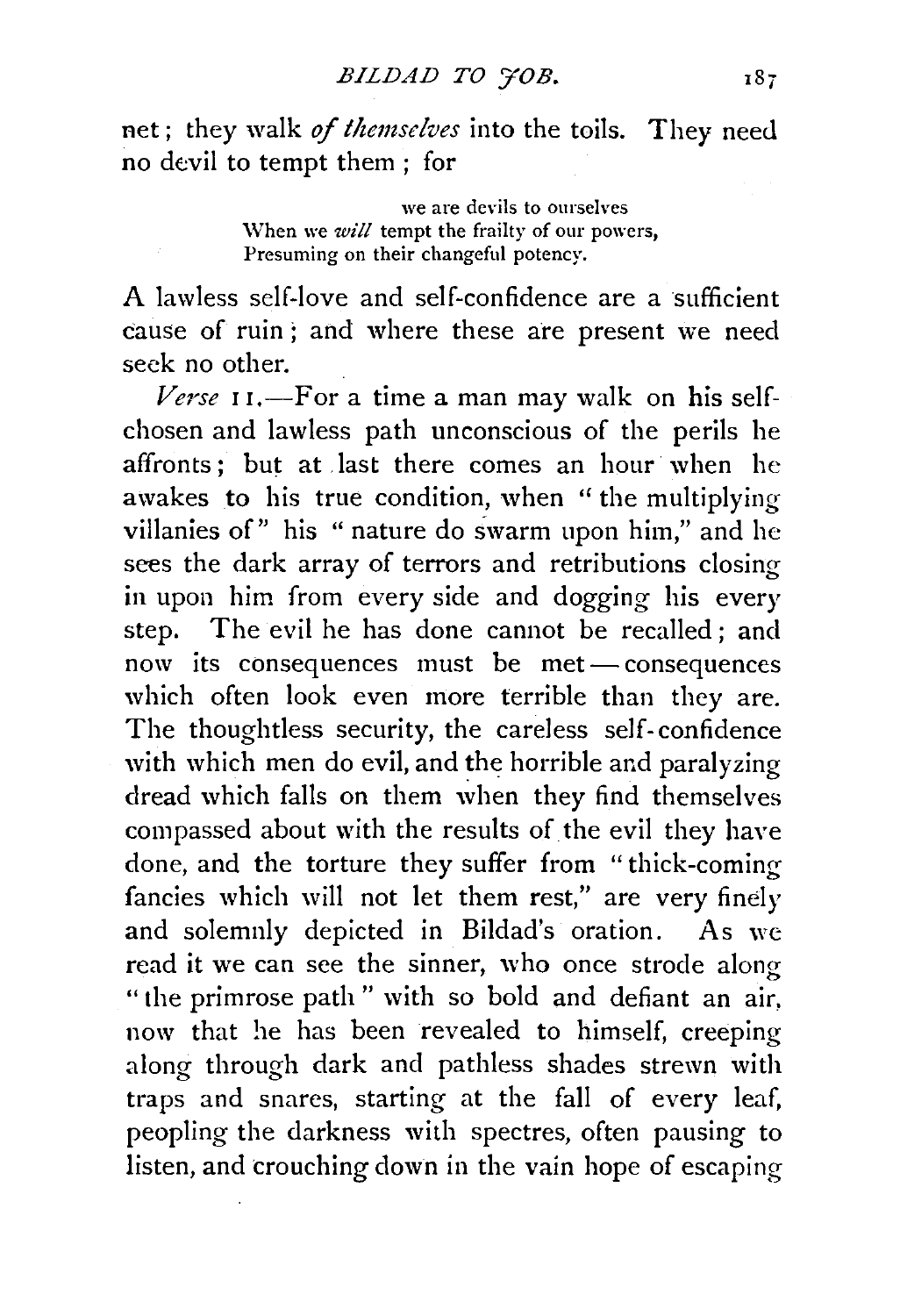net; they walk *of themselves* into the toils. They need no devil to tempt them; for

> we are devils to ourselves
> When we *will* tempt the frailty of our powers,
> Presuming on their changeful potency.

A lawless self-love and self-confidence are a sufficient cause of ruin; and where these are present we need seek no other.

*Verse* 11.—For a time a man may walk on his self-chosen and lawless path unconscious of the perils he affronts; but at last there comes an hour when he awakes to his true condition, when "the multiplying villanies of" his "nature do swarm upon him," and he sees the dark array of terrors and retributions closing in upon him from every side and dogging his every step. The evil he has done cannot be recalled; and now its consequences must be met — consequences which often look even more terrible than they are. The thoughtless security, the careless self-confidence with which men do evil, and the horrible and paralyzing dread which falls on them when they find themselves compassed about with the results of the evil they have done, and the torture they suffer from "thick-coming fancies which will not let them rest," are very finely and solemnly depicted in Bildad's oration. As we read it we can see the sinner, who once strode along "the primrose path" with so bold and defiant an air, now that he has been revealed to himself, creeping along through dark and pathless shades strewn with traps and snares, starting at the fall of every leaf, peopling the darkness with spectres, often pausing to listen, and crouching down in the vain hope of escaping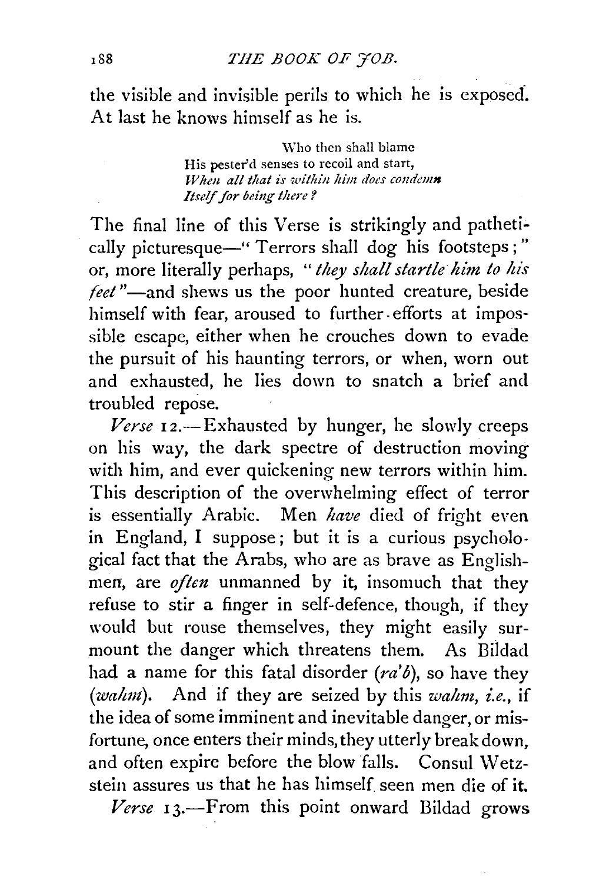the visible and invisible perils to which he is exposed. At last he knows himself as he is.

> Who then shall blame
> His pester'd senses to recoil and start,
> *When all that is within him does condemn*
> *Itself for being there?*

The final line of this Verse is strikingly and pathetically picturesque—" Terrors shall dog his footsteps;" or, more literally perhaps, "*they shall startle him to his feet*"—and shews us the poor hunted creature, beside himself with fear, aroused to further efforts at impossible escape, either when he crouches down to evade the pursuit of his haunting terrors, or when, worn out and exhausted, he lies down to snatch a brief and troubled repose.

*Verse* 12.—Exhausted by hunger, he slowly creeps on his way, the dark spectre of destruction moving with him, and ever quickening new terrors within him. This description of the overwhelming effect of terror is essentially Arabic. Men *have* died of fright even in England, I suppose; but it is a curious psychological fact that the Arabs, who are as brave as Englishmen, are *often* unmanned by it, insomuch that they refuse to stir a finger in self-defence, though, if they would but rouse themselves, they might easily surmount the danger which threatens them. As Bildad had a name for this fatal disorder (*ra'b*), so have they (*wahm*). And if they are seized by this *wahm*, *i.e.*, if the idea of some imminent and inevitable danger, or misfortune, once enters their minds, they utterly break down, and often expire before the blow falls. Consul Wetzstein assures us that he has himself seen men die of it.

*Verse* 13.—From this point onward Bildad grows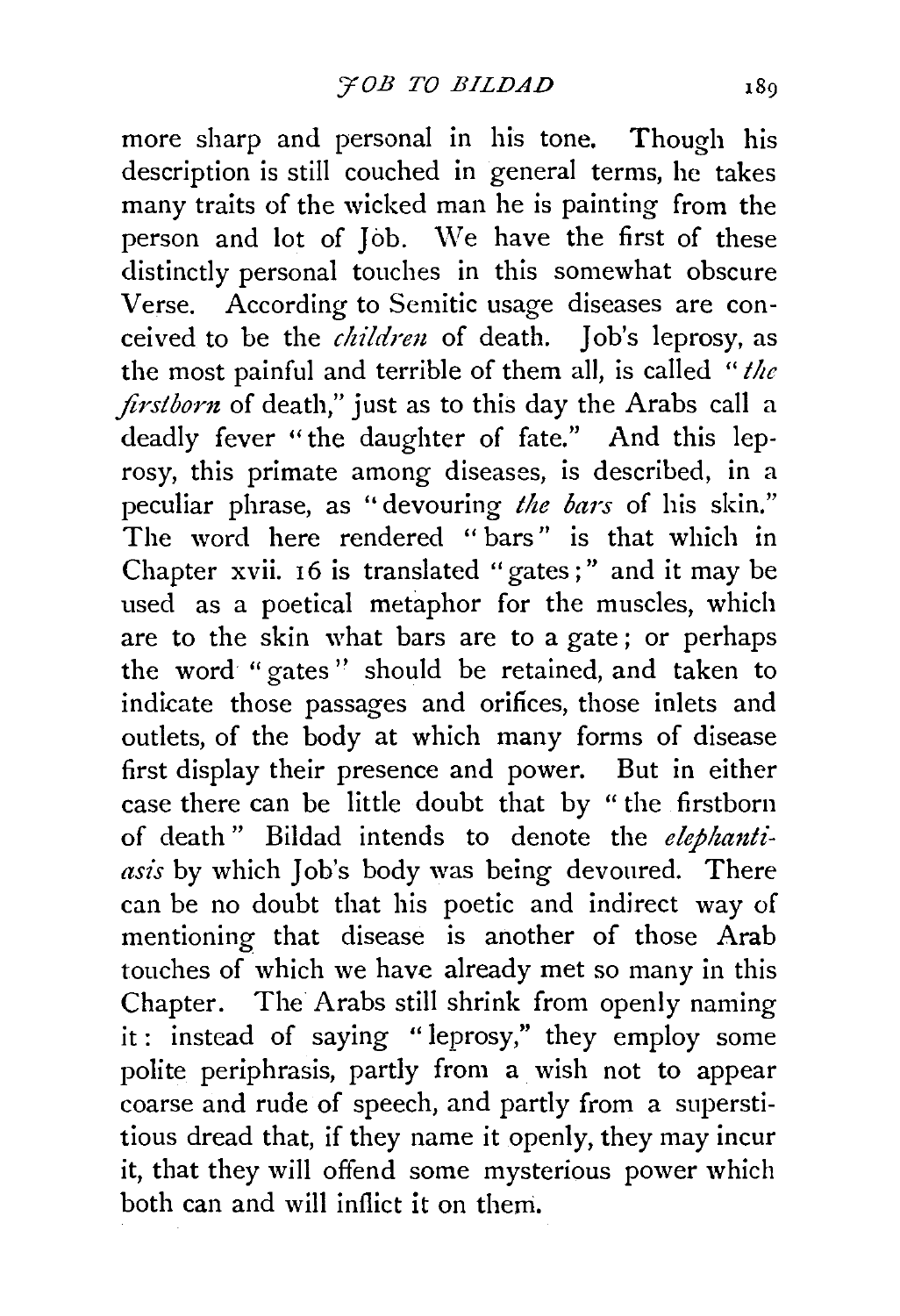more sharp and personal in his tone. Though his description is still couched in general terms, he takes many traits of the wicked man he is painting from the person and lot of Jöb. We have the first of these distinctly personal touches in this somewhat obscure Verse. According to Semitic usage diseases are conceived to be the *children* of death. Job's leprosy, as the most painful and terrible of them all, is called "*the firstborn* of death," just as to this day the Arabs call a deadly fever "the daughter of fate." And this leprosy, this primate among diseases, is described, in a peculiar phrase, as "devouring *the bars* of his skin." The word here rendered "bars" is that which in Chapter xvii. 16 is translated "gates;" and it may be used as a poetical metaphor for the muscles, which are to the skin what bars are to a gate; or perhaps the word "gates" should be retained, and taken to indicate those passages and orifices, those inlets and outlets, of the body at which many forms of disease first display their presence and power. But in either case there can be little doubt that by "the firstborn of death" Bildad intends to denote the *elephantiasis* by which Job's body was being devoured. There can be no doubt that his poetic and indirect way of mentioning that disease is another of those Arab touches of which we have already met so many in this Chapter. The Arabs still shrink from openly naming it: instead of saying "leprosy," they employ some polite periphrasis, partly from a wish not to appear coarse and rude of speech, and partly from a superstitious dread that, if they name it openly, they may incur it, that they will offend some mysterious power which both can and will inflict it on them.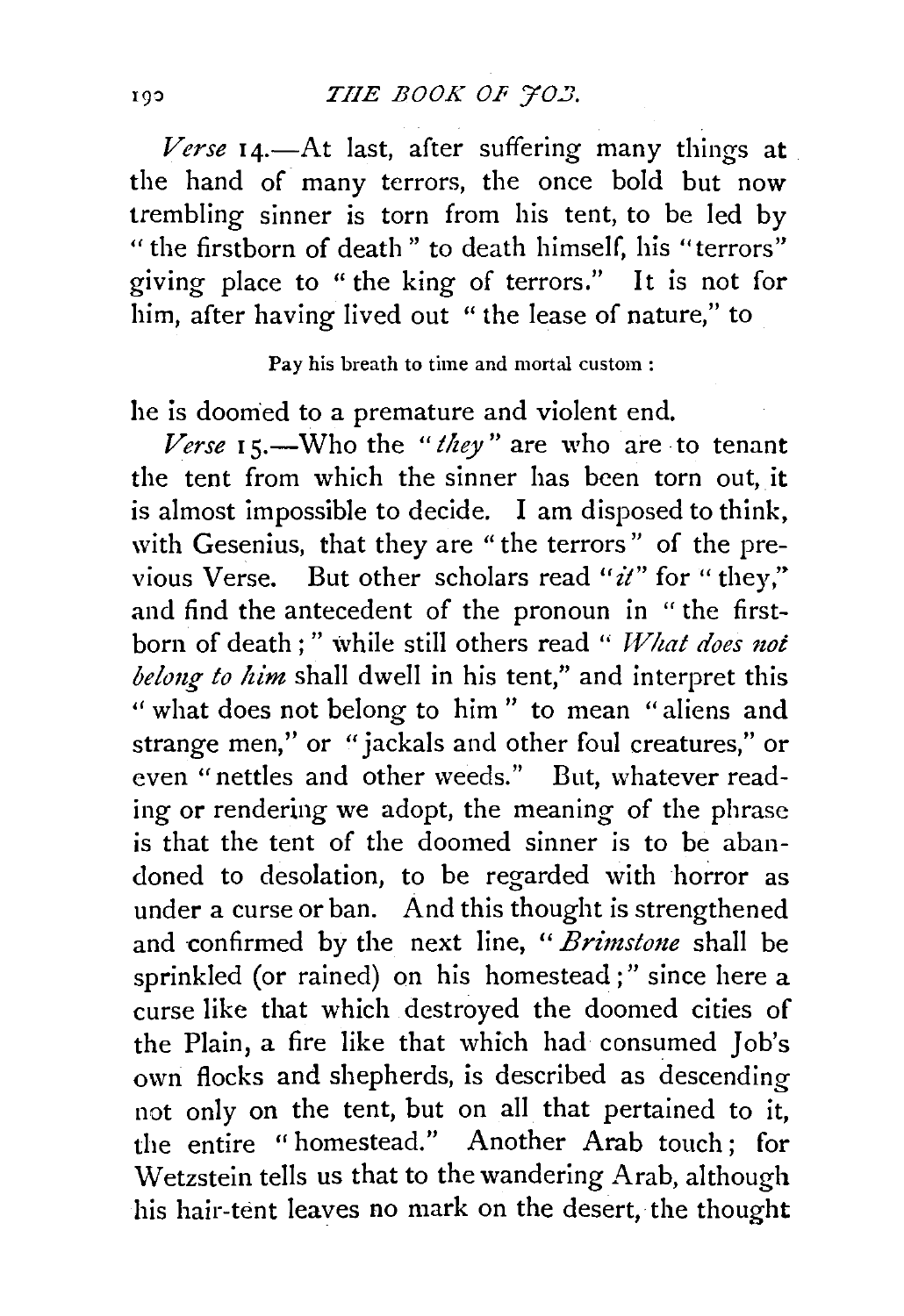*Verse* 14.—At last, after suffering many things at the hand of many terrors, the once bold but now trembling sinner is torn from his tent, to be led by "the firstborn of death" to death himself, his "terrors" giving place to "the king of terrors." It is not for him, after having lived out "the lease of nature," to

Pay his breath to time and mortal custom :

he is doomed to a premature and violent end.

*Verse* 15.—Who the "*they*" are who are to tenant the tent from which the sinner has been torn out, it is almost impossible to decide. I am disposed to think, with Gesenius, that they are "the terrors" of the previous Verse. But other scholars read "*it*" for "they," and find the antecedent of the pronoun in "the firstborn of death;" while still others read "*What does not belong to him* shall dwell in his tent," and interpret this "what does not belong to him" to mean "aliens and strange men," or "jackals and other foul creatures," or even "nettles and other weeds." But, whatever reading or rendering we adopt, the meaning of the phrase is that the tent of the doomed sinner is to be abandoned to desolation, to be regarded with horror as under a curse or ban. And this thought is strengthened and confirmed by the next line, "*Brimstone* shall be sprinkled (or rained) on his homestead;" since here a curse like that which destroyed the doomed cities of the Plain, a fire like that which had consumed Job's own flocks and shepherds, is described as descending not only on the tent, but on all that pertained to it, the entire "homestead." Another Arab touch; for Wetzstein tells us that to the wandering Arab, although his hair-tent leaves no mark on the desert, the thought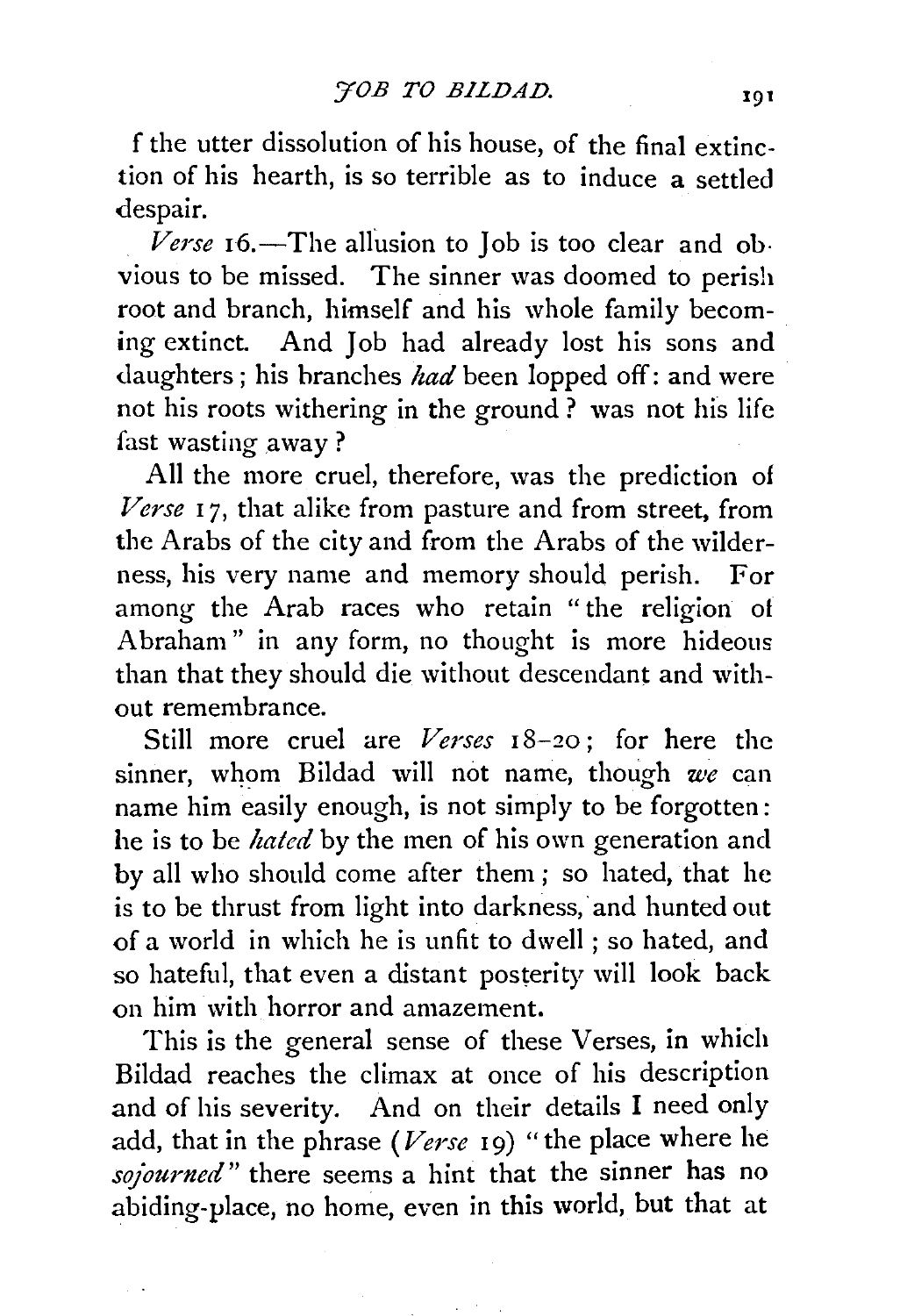f the utter dissolution of his house, of the final extinction of his hearth, is so terrible as to induce a settled despair.

*Verse* 16.—The allusion to Job is too clear and obvious to be missed. The sinner was doomed to perish root and branch, himself and his whole family becoming extinct. And Job had already lost his sons and daughters; his branches *had* been lopped off: and were not his roots withering in the ground? was not his life fast wasting away?

All the more cruel, therefore, was the prediction of *Verse* 17, that alike from pasture and from street, from the Arabs of the city and from the Arabs of the wilderness, his very name and memory should perish. For among the Arab races who retain "the religion of Abraham" in any form, no thought is more hideous than that they should die without descendant and without remembrance.

Still more cruel are *Verses* 18–20; for here the sinner, whom Bildad will not name, though *we* can name him easily enough, is not simply to be forgotten: he is to be *hated* by the men of his own generation and by all who should come after them; so hated, that he is to be thrust from light into darkness, and hunted out of a world in which he is unfit to dwell; so hated, and so hateful, that even a distant posterity will look back on him with horror and amazement.

This is the general sense of these Verses, in which Bildad reaches the climax at once of his description and of his severity. And on their details I need only add, that in the phrase (*Verse* 19) "the place where he *sojourned*" there seems a hint that the sinner has no abiding-place, no home, even in this world, but that at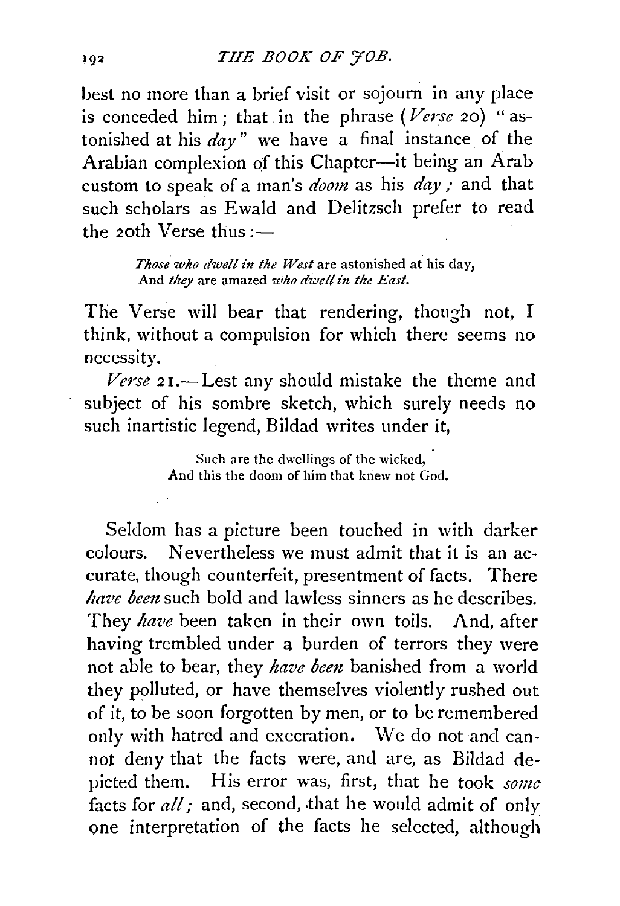best no more than a brief visit or sojourn in any place is conceded him; that in the phrase (*Verse* 20) "astonished at his *day*" we have a final instance of the Arabian complexion of this Chapter—it being an Arab custom to speak of a man's *doom* as his *day*; and that such scholars as Ewald and Delitzsch prefer to read the 20th Verse thus:—

> *Those who dwell in the West* are astonished at his day,
> And *they* are amazed *who dwell in the East.*

The Verse will bear that rendering, though not, I think, without a compulsion for which there seems no necessity.

*Verse* 21.—Lest any should mistake the theme and subject of his sombre sketch, which surely needs no such inartistic legend, Bildad writes under it,

> Such are the dwellings of the wicked,
> And this the doom of him that knew not God.

Seldom has a picture been touched in with darker colours. Nevertheless we must admit that it is an accurate, though counterfeit, presentment of facts. There *have been* such bold and lawless sinners as he describes. They *have* been taken in their own toils. And, after having trembled under a burden of terrors they were not able to bear, they *have been* banished from a world they polluted, or have themselves violently rushed out of it, to be soon forgotten by men, or to be remembered only with hatred and execration. We do not and cannot deny that the facts were, and are, as Bildad depicted them. His error was, first, that he took *some* facts for *all*; and, second, that he would admit of only one interpretation of the facts he selected, although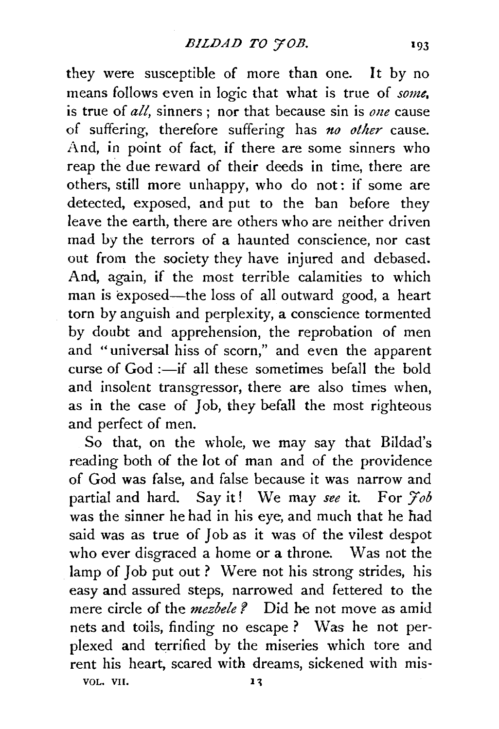they were susceptible of more than one. It by no means follows even in logic that what is true of *some*, is true of *all*, sinners; nor that because sin is *one* cause of suffering, therefore suffering has *no other* cause. And, in point of fact, if there are some sinners who reap the due reward of their deeds in time, there are others, still more unhappy, who do not: if some are detected, exposed, and put to the ban before they leave the earth, there are others who are neither driven mad by the terrors of a haunted conscience, nor cast out from the society they have injured and debased. And, again, if the most terrible calamities to which man is exposed—the loss of all outward good, a heart torn by anguish and perplexity, a conscience tormented by doubt and apprehension, the reprobation of men and "universal hiss of scorn," and even the apparent curse of God :—if all these sometimes befall the bold and insolent transgressor, there are also times when, as in the case of Job, they befall the most righteous and perfect of men.

So that, on the whole, we may say that Bildad's reading both of the lot of man and of the providence of God was false, and false because it was narrow and partial and hard. Say it! We may *see* it. For *Job* was the sinner he had in his eye, and much that he had said was as true of Job as it was of the vilest despot who ever disgraced a home or a throne. Was not the lamp of Job put out? Were not his strong strides, his easy and assured steps, narrowed and fettered to the mere circle of the *mezbele?* Did he not move as amid nets and toils, finding no escape? Was he not perplexed and terrified by the miseries which tore and rent his heart, scared with dreams, sickened with mis-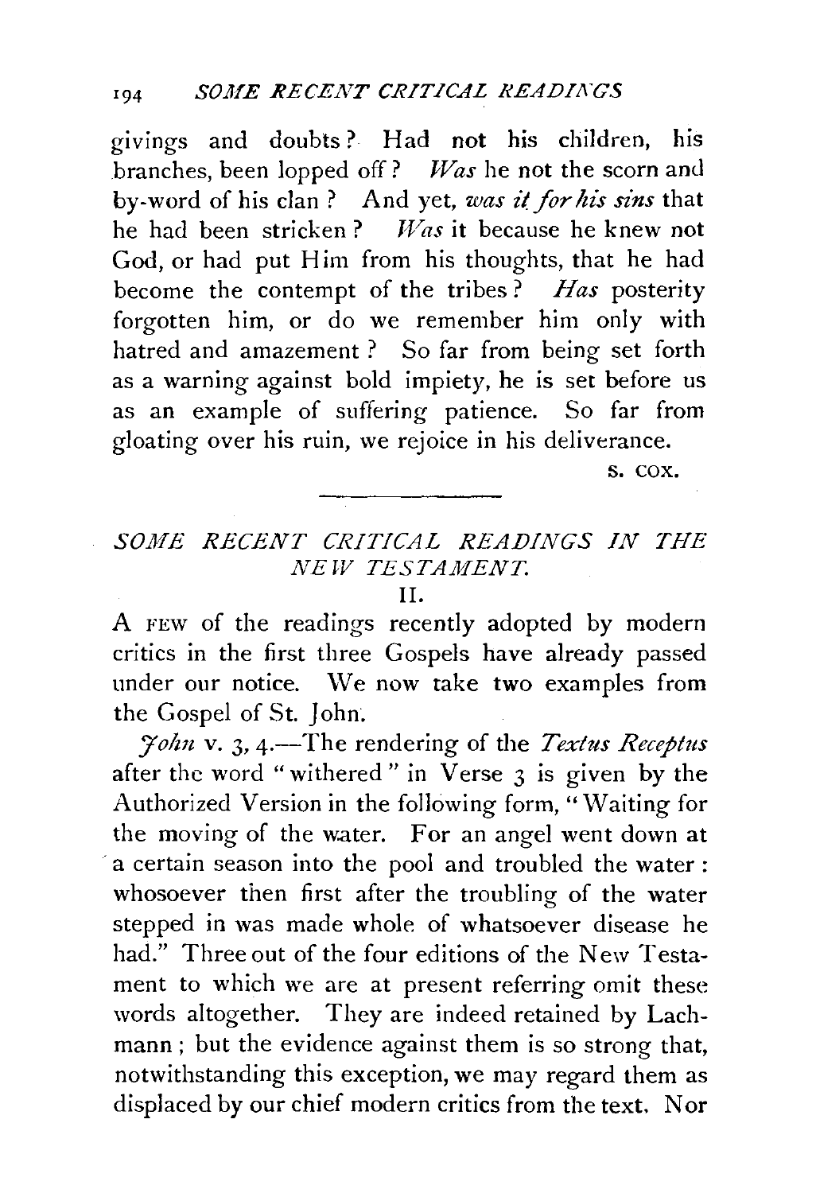givings and doubts? Had not his children, his branches, been lopped off? *Was* he not the scorn and by-word of his clan? And yet, *was it for his sins* that he had been stricken? *Was* it because he knew not God, or had put Him from his thoughts, that he had become the contempt of the tribes? *Has* posterity forgotten him, or do we remember him only with hatred and amazement? So far from being set forth as a warning against bold impiety, he is set before us as an example of suffering patience. So far from gloating over his ruin, we rejoice in his deliverance.

S. COX.

---

## *SOME RECENT CRITICAL READINGS IN THE NEW TESTAMENT.*

### II.

A FEW of the readings recently adopted by modern critics in the first three Gospels have already passed under our notice. We now take two examples from the Gospel of St. John.

*John* v. 3, 4.—The rendering of the *Textus Receptus* after the word "withered" in Verse 3 is given by the Authorized Version in the following form, "Waiting for the moving of the water. For an angel went down at a certain season into the pool and troubled the water: whosoever then first after the troubling of the water stepped in was made whole of whatsoever disease he had." Three out of the four editions of the New Testament to which we are at present referring omit these words altogether. They are indeed retained by Lachmann; but the evidence against them is so strong that, notwithstanding this exception, we may regard them as displaced by our chief modern critics from the text. Nor